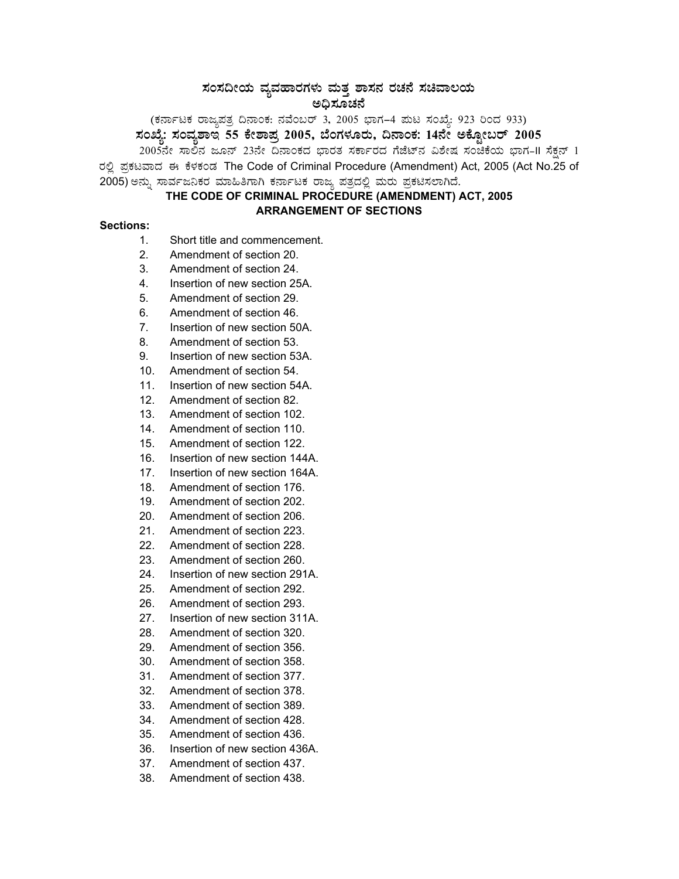# ಸಂಸದೀಯ ವ್ಯವಹಾರಗಳು ಮತ್ತು ಶಾಸನ ರಚನೆ ಸಚಿವಾಲಯ

## ಅಧಿಸೂಚನೆ

(ಕರ್ನಾಟಕ ರಾಜ್ಯಪತ್ರ ದಿನಾಂಕ: ನವೆಂಬರ್ 3, 2005 ಭಾಗ–4 ಮಟ ಸಂಖ್ಯೆ: 923 ರಿಂದ 933)

**ಸಂಖ್ಯೆ: ಸಂವ್ಯಶಾಇ 55 ಕೇಶಾಪ್ರ 2005, ಬೆಂಗಳೂರು, ದಿನಾಂಕ: 14ನೇ ಅಕ್ಟೋಬರ್ 2005**

2005ನೇ ಸಾಲಿನ ಜೂನ್ 23ನೇ ದಿನಾಂಕದ ಭಾರತ ಸರ್ಕಾರದ ಗೆಜೆಟ್‌ನ ವಿಶೇಷ ಸಂಚಿಕೆಯ ಭಾಗ-II ಸೆಕ್ಷನ್ 1 ರಲ್ಲಿ ಪ್ರಕಟವಾದ ಈ ಕೆಳಕಂಡ The Code of Criminal Procedure (Amendment) Act, 2005 (Act No.25 of 2005) ಅನ್ನು ಸಾರ್ವಜನಿಕರ ಮಾಹಿತಿಗಾಗಿ ಕರ್ನಾಟಕ ರಾಜ್ಯ ಪತ್ರದಲ್ಲಿ ಮರು ಪ್ರಕಟಿಸಲಾಗಿದೆ.

## THE CODE OF CRIMINAL PROCEDURE (AMENDMENT) ACT, 2005

## ARRANGEMENT OF SECTIONS

**Sections:**

1. Short title and commencement.
2. Amendment of section 20.
3. Amendment of section 24.
4. Insertion of new section 25A.
5. Amendment of section 29.
6. Amendment of section 46.
7. Insertion of new section 50A.
8. Amendment of section 53.
9. Insertion of new section 53A.
10. Amendment of section 54.
11. Insertion of new section 54A.
12. Amendment of section 82.
13. Amendment of section 102.
14. Amendment of section 110.
15. Amendment of section 122.
16. Insertion of new section 144A.
17. Insertion of new section 164A.
18. Amendment of section 176.
19. Amendment of section 202.
20. Amendment of section 206.
21. Amendment of section 223.
22. Amendment of section 228.
23. Amendment of section 260.
24. Insertion of new section 291A.
25. Amendment of section 292.
26. Amendment of section 293.
27. Insertion of new section 311A.
28. Amendment of section 320.
29. Amendment of section 356.
30. Amendment of section 358.
31. Amendment of section 377.
32. Amendment of section 378.
33. Amendment of section 389.
34. Amendment of section 428.
35. Amendment of section 436.
36. Insertion of new section 436A.
37. Amendment of section 437.
38. Amendment of section 438.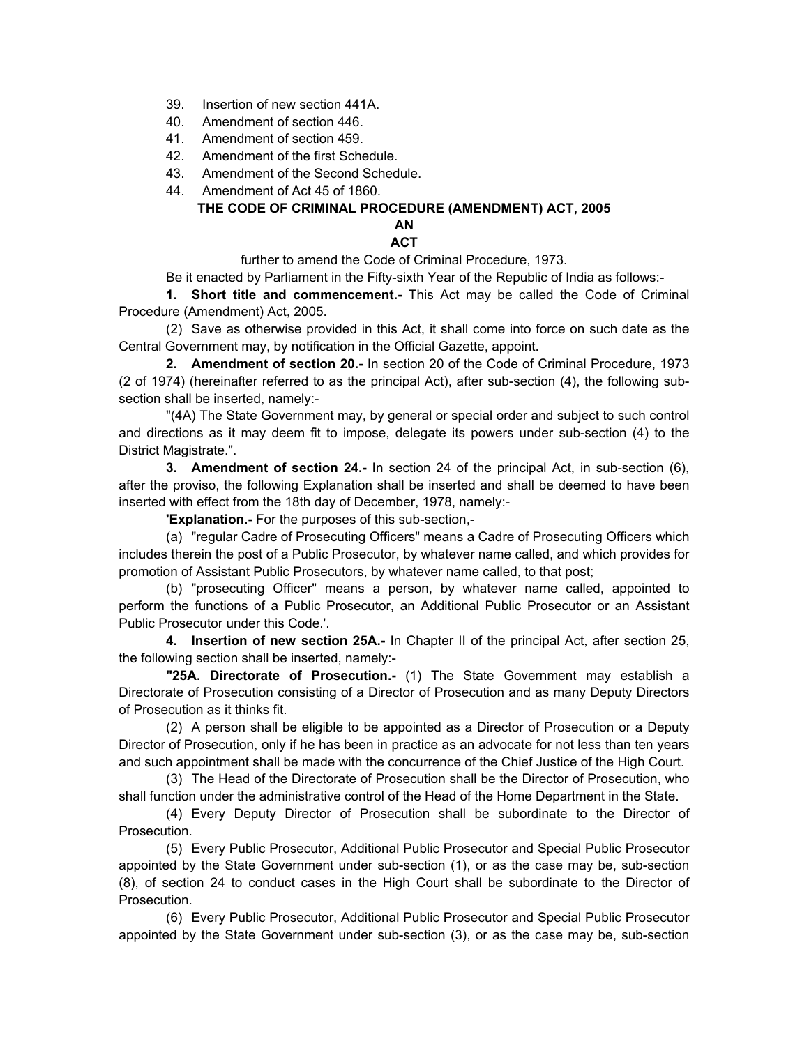39. Insertion of new section 441A.
40. Amendment of section 446.
41. Amendment of section 459.
42. Amendment of the first Schedule.
43. Amendment of the Second Schedule.
44. Amendment of Act 45 of 1860.

## THE CODE OF CRIMINAL PROCEDURE (AMENDMENT) ACT, 2005

## AN

## ACT

further to amend the Code of Criminal Procedure, 1973.

Be it enacted by Parliament in the Fifty-sixth Year of the Republic of India as follows:-

**1. Short title and commencement.-** This Act may be called the Code of Criminal Procedure (Amendment) Act, 2005.

(2) Save as otherwise provided in this Act, it shall come into force on such date as the Central Government may, by notification in the Official Gazette, appoint.

**2. Amendment of section 20.-** In section 20 of the Code of Criminal Procedure, 1973 (2 of 1974) (hereinafter referred to as the principal Act), after sub-section (4), the following sub-section shall be inserted, namely:-

"(4A) The State Government may, by general or special order and subject to such control and directions as it may deem fit to impose, delegate its powers under sub-section (4) to the District Magistrate.".

**3. Amendment of section 24.-** In section 24 of the principal Act, in sub-section (6), after the proviso, the following Explanation shall be inserted and shall be deemed to have been inserted with effect from the 18th day of December, 1978, namely:-

**'Explanation.-** For the purposes of this sub-section,-

(a) "regular Cadre of Prosecuting Officers" means a Cadre of Prosecuting Officers which includes therein the post of a Public Prosecutor, by whatever name called, and which provides for promotion of Assistant Public Prosecutors, by whatever name called, to that post;

(b) "prosecuting Officer" means a person, by whatever name called, appointed to perform the functions of a Public Prosecutor, an Additional Public Prosecutor or an Assistant Public Prosecutor under this Code.'.

**4. Insertion of new section 25A.-** In Chapter II of the principal Act, after section 25, the following section shall be inserted, namely:-

**"25A. Directorate of Prosecution.-** (1) The State Government may establish a Directorate of Prosecution consisting of a Director of Prosecution and as many Deputy Directors of Prosecution as it thinks fit.

(2) A person shall be eligible to be appointed as a Director of Prosecution or a Deputy Director of Prosecution, only if he has been in practice as an advocate for not less than ten years and such appointment shall be made with the concurrence of the Chief Justice of the High Court.

(3) The Head of the Directorate of Prosecution shall be the Director of Prosecution, who shall function under the administrative control of the Head of the Home Department in the State.

(4) Every Deputy Director of Prosecution shall be subordinate to the Director of Prosecution.

(5) Every Public Prosecutor, Additional Public Prosecutor and Special Public Prosecutor appointed by the State Government under sub-section (1), or as the case may be, sub-section (8), of section 24 to conduct cases in the High Court shall be subordinate to the Director of Prosecution.

(6) Every Public Prosecutor, Additional Public Prosecutor and Special Public Prosecutor appointed by the State Government under sub-section (3), or as the case may be, sub-section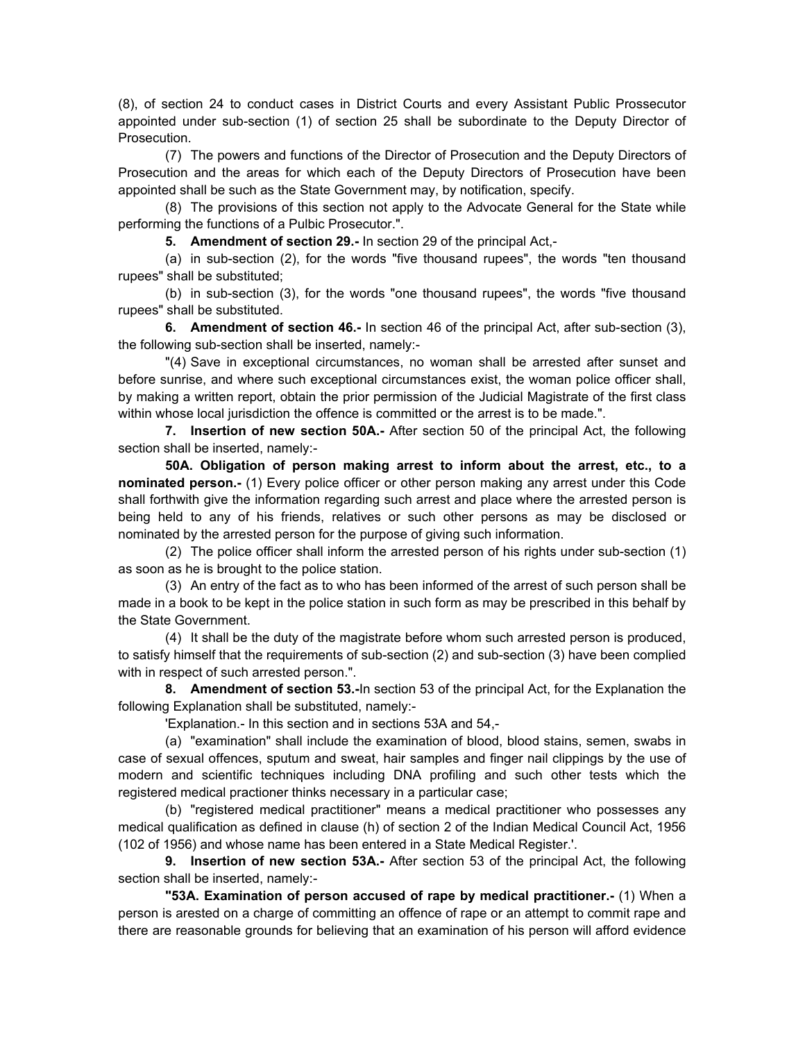(8), of section 24 to conduct cases in District Courts and every Assistant Public Prossecutor appointed under sub-section (1) of section 25 shall be subordinate to the Deputy Director of Prosecution.

(7) The powers and functions of the Director of Prosecution and the Deputy Directors of Prosecution and the areas for which each of the Deputy Directors of Prosecution have been appointed shall be such as the State Government may, by notification, specify.

(8) The provisions of this section not apply to the Advocate General for the State while performing the functions of a Pulbic Prosecutor.".

**5. Amendment of section 29.-** In section 29 of the principal Act,-

(a) in sub-section (2), for the words "five thousand rupees", the words "ten thousand rupees" shall be substituted;

(b) in sub-section (3), for the words "one thousand rupees", the words "five thousand rupees" shall be substituted.

**6. Amendment of section 46.-** In section 46 of the principal Act, after sub-section (3), the following sub-section shall be inserted, namely:-

"(4) Save in exceptional circumstances, no woman shall be arrested after sunset and before sunrise, and where such exceptional circumstances exist, the woman police officer shall, by making a written report, obtain the prior permission of the Judicial Magistrate of the first class within whose local jurisdiction the offence is committed or the arrest is to be made.".

**7. Insertion of new section 50A.-** After section 50 of the principal Act, the following section shall be inserted, namely:-

**50A. Obligation of person making arrest to inform about the arrest, etc., to a nominated person.-** (1) Every police officer or other person making any arrest under this Code shall forthwith give the information regarding such arrest and place where the arrested person is being held to any of his friends, relatives or such other persons as may be disclosed or nominated by the arrested person for the purpose of giving such information.

(2) The police officer shall inform the arrested person of his rights under sub-section (1) as soon as he is brought to the police station.

(3) An entry of the fact as to who has been informed of the arrest of such person shall be made in a book to be kept in the police station in such form as may be prescribed in this behalf by the State Government.

(4) It shall be the duty of the magistrate before whom such arrested person is produced, to satisfy himself that the requirements of sub-section (2) and sub-section (3) have been complied with in respect of such arrested person.".

**8. Amendment of section 53.-**In section 53 of the principal Act, for the Explanation the following Explanation shall be substituted, namely:-

'Explanation.- In this section and in sections 53A and 54,-

(a) "examination" shall include the examination of blood, blood stains, semen, swabs in case of sexual offences, sputum and sweat, hair samples and finger nail clippings by the use of modern and scientific techniques including DNA profiling and such other tests which the registered medical practioner thinks necessary in a particular case;

(b) "registered medical practitioner" means a medical practitioner who possesses any medical qualification as defined in clause (h) of section 2 of the Indian Medical Council Act, 1956 (102 of 1956) and whose name has been entered in a State Medical Register.'.

**9. Insertion of new section 53A.-** After section 53 of the principal Act, the following section shall be inserted, namely:-

**"53A. Examination of person accused of rape by medical practitioner.-** (1) When a person is arrested on a charge of committing an offence of rape or an attempt to commit rape and there are reasonable grounds for believing that an examination of his person will afford evidence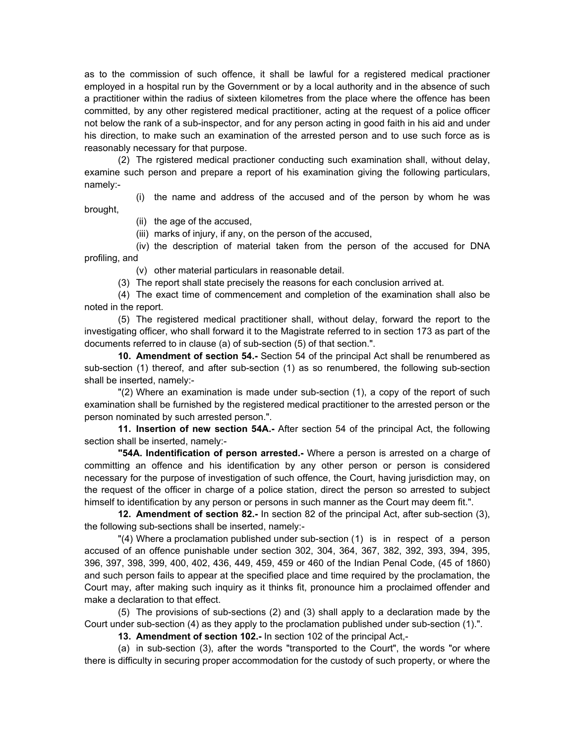as to the commission of such offence, it shall be lawful for a registered medical practioner employed in a hospital run by the Government or by a local authority and in the absence of such a practitioner within the radius of sixteen kilometres from the place where the offence has been committed, by any other registered medical practitioner, acting at the request of a police officer not below the rank of a sub-inspector, and for any person acting in good faith in his aid and under his direction, to make such an examination of the arrested person and to use such force as is reasonably necessary for that purpose.

(2) The rgistered medical practioner conducting such examination shall, without delay, examine such person and prepare a report of his examination giving the following particulars, namely:-

(i) the name and address of the accused and of the person by whom he was brought,

(ii) the age of the accused,

(iii) marks of injury, if any, on the person of the accused,

(iv) the description of material taken from the person of the accused for DNA profiling, and

(v) other material particulars in reasonable detail.

(3) The report shall state precisely the reasons for each conclusion arrived at.

(4) The exact time of commencement and completion of the examination shall also be noted in the report.

(5) The registered medical practitioner shall, without delay, forward the report to the investigating officer, who shall forward it to the Magistrate referred to in section 173 as part of the documents referred to in clause (a) of sub-section (5) of that section.".

**10. Amendment of section 54.-** Section 54 of the principal Act shall be renumbered as sub-section (1) thereof, and after sub-section (1) as so renumbered, the following sub-section shall be inserted, namely:-

"(2) Where an examination is made under sub-section (1), a copy of the report of such examination shall be furnished by the registered medical practitioner to the arrested person or the person nominated by such arrested person.".

**11. Insertion of new section 54A.-** After section 54 of the principal Act, the following section shall be inserted, namely:-

**"54A. Indentification of person arrested.-** Where a person is arrested on a charge of committing an offence and his identification by any other person or person is considered necessary for the purpose of investigation of such offence, the Court, having jurisdiction may, on the request of the officer in charge of a police station, direct the person so arrested to subject himself to identification by any person or persons in such manner as the Court may deem fit.".

**12. Amendment of section 82.-** In section 82 of the principal Act, after sub-section (3), the following sub-sections shall be inserted, namely:-

"(4) Where a proclamation published under sub-section (1) is in respect of a person accused of an offence punishable under section 302, 304, 364, 367, 382, 392, 393, 394, 395, 396, 397, 398, 399, 400, 402, 436, 449, 459, 459 or 460 of the Indian Penal Code, (45 of 1860) and such person fails to appear at the specified place and time required by the proclamation, the Court may, after making such inquiry as it thinks fit, pronounce him a proclaimed offender and make a declaration to that effect.

(5) The provisions of sub-sections (2) and (3) shall apply to a declaration made by the Court under sub-section (4) as they apply to the proclamation published under sub-section (1).".

**13. Amendment of section 102.-** In section 102 of the principal Act,-

(a) in sub-section (3), after the words "transported to the Court", the words "or where there is difficulty in securing proper accommodation for the custody of such property, or where the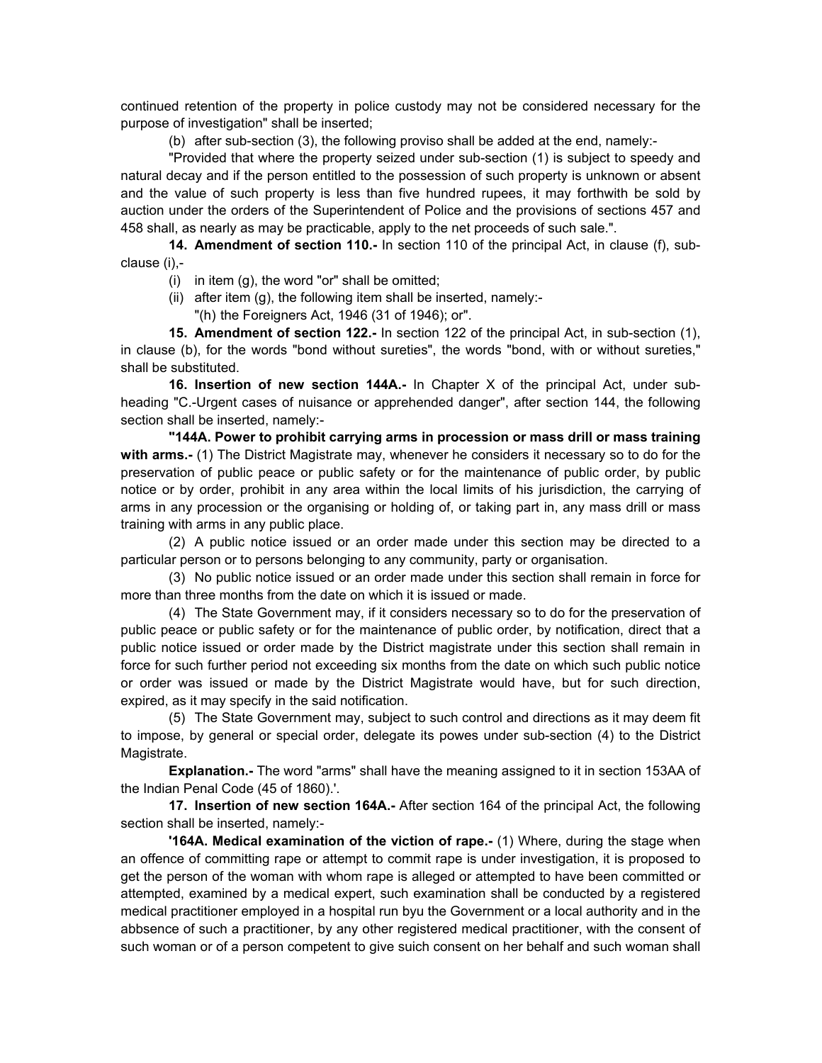continued retention of the property in police custody may not be considered necessary for the purpose of investigation" shall be inserted;

(b) after sub-section (3), the following proviso shall be added at the end, namely:-

"Provided that where the property seized under sub-section (1) is subject to speedy and natural decay and if the person entitled to the possession of such property is unknown or absent and the value of such property is less than five hundred rupees, it may forthwith be sold by auction under the orders of the Superintendent of Police and the provisions of sections 457 and 458 shall, as nearly as may be practicable, apply to the net proceeds of such sale.".

**14. Amendment of section 110.-** In section 110 of the principal Act, in clause (f), sub-clause (i),-

(i) in item (g), the word "or" shall be omitted;

(ii) after item (g), the following item shall be inserted, namely:-

"(h) the Foreigners Act, 1946 (31 of 1946); or".

**15. Amendment of section 122.-** In section 122 of the principal Act, in sub-section (1), in clause (b), for the words "bond without sureties", the words "bond, with or without sureties," shall be substituted.

**16. Insertion of new section 144A.-** In Chapter X of the principal Act, under sub-heading "C.-Urgent cases of nuisance or apprehended danger", after section 144, the following section shall be inserted, namely:-

**"144A. Power to prohibit carrying arms in procession or mass drill or mass training with arms.-** (1) The District Magistrate may, whenever he considers it necessary so to do for the preservation of public peace or public safety or for the maintenance of public order, by public notice or by order, prohibit in any area within the local limits of his jurisdiction, the carrying of arms in any procession or the organising or holding of, or taking part in, any mass drill or mass training with arms in any public place.

(2) A public notice issued or an order made under this section may be directed to a particular person or to persons belonging to any community, party or organisation.

(3) No public notice issued or an order made under this section shall remain in force for more than three months from the date on which it is issued or made.

(4) The State Government may, if it considers necessary so to do for the preservation of public peace or public safety or for the maintenance of public order, by notification, direct that a public notice issued or order made by the District magistrate under this section shall remain in force for such further period not exceeding six months from the date on which such public notice or order was issued or made by the District Magistrate would have, but for such direction, expired, as it may specify in the said notification.

(5) The State Government may, subject to such control and directions as it may deem fit to impose, by general or special order, delegate its powes under sub-section (4) to the District Magistrate.

**Explanation.-** The word "arms" shall have the meaning assigned to it in section 153AA of the Indian Penal Code (45 of 1860).'.

**17. Insertion of new section 164A.-** After section 164 of the principal Act, the following section shall be inserted, namely:-

**'164A. Medical examination of the viction of rape.-** (1) Where, during the stage when an offence of committing rape or attempt to commit rape is under investigation, it is proposed to get the person of the woman with whom rape is alleged or attempted to have been committed or attempted, examined by a medical expert, such examination shall be conducted by a registered medical practitioner employed in a hospital run byu the Government or a local authority and in the abbsence of such a practitioner, by any other registered medical practitioner, with the consent of such woman or of a person competent to give suich consent on her behalf and such woman shall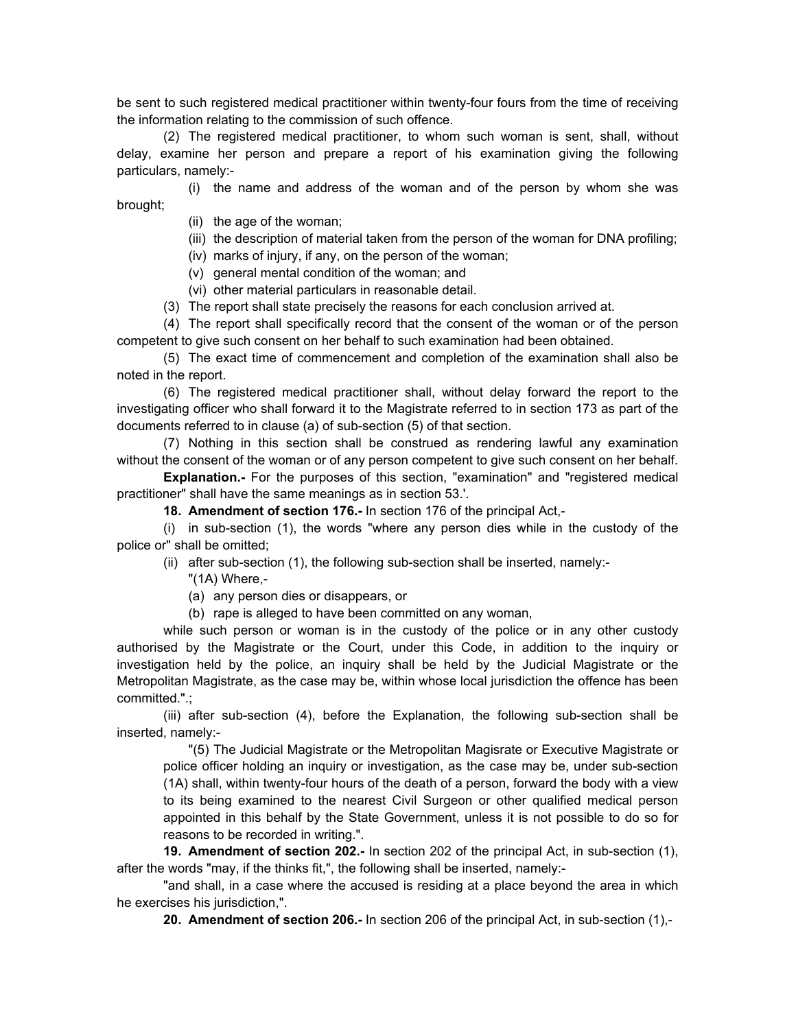be sent to such registered medical practitioner within twenty-four fours from the time of receiving the information relating to the commission of such offence.

(2) The registered medical practitioner, to whom such woman is sent, shall, without delay, examine her person and prepare a report of his examination giving the following particulars, namely:-

(i) the name and address of the woman and of the person by whom she was brought;

(ii) the age of the woman;

(iii) the description of material taken from the person of the woman for DNA profiling;

(iv) marks of injury, if any, on the person of the woman;

(v) general mental condition of the woman; and

(vi) other material particulars in reasonable detail.

(3) The report shall state precisely the reasons for each conclusion arrived at.

(4) The report shall specifically record that the consent of the woman or of the person competent to give such consent on her behalf to such examination had been obtained.

(5) The exact time of commencement and completion of the examination shall also be noted in the report.

(6) The registered medical practitioner shall, without delay forward the report to the investigating officer who shall forward it to the Magistrate referred to in section 173 as part of the documents referred to in clause (a) of sub-section (5) of that section.

(7) Nothing in this section shall be construed as rendering lawful any examination without the consent of the woman or of any person competent to give such consent on her behalf.

**Explanation.-** For the purposes of this section, "examination" and "registered medical practitioner" shall have the same meanings as in section 53.'.

**18. Amendment of section 176.-** In section 176 of the principal Act,-

(i) in sub-section (1), the words "where any person dies while in the custody of the police or" shall be omitted;

(ii) after sub-section (1), the following sub-section shall be inserted, namely:-

"(1A) Where,-

(a) any person dies or disappears, or

(b) rape is alleged to have been committed on any woman,

while such person or woman is in the custody of the police or in any other custody authorised by the Magistrate or the Court, under this Code, in addition to the inquiry or investigation held by the police, an inquiry shall be held by the Judicial Magistrate or the Metropolitan Magistrate, as the case may be, within whose local jurisdiction the offence has been committed.".;

(iii) after sub-section (4), before the Explanation, the following sub-section shall be inserted, namely:-

"(5) The Judicial Magistrate or the Metropolitan Magisrate or Executive Magistrate or police officer holding an inquiry or investigation, as the case may be, under sub-section (1A) shall, within twenty-four hours of the death of a person, forward the body with a view to its being examined to the nearest Civil Surgeon or other qualified medical person appointed in this behalf by the State Government, unless it is not possible to do so for reasons to be recorded in writing.".

**19. Amendment of section 202.-** In section 202 of the principal Act, in sub-section (1), after the words "may, if the thinks fit,", the following shall be inserted, namely:-

"and shall, in a case where the accused is residing at a place beyond the area in which he exercises his jurisdiction,".

**20. Amendment of section 206.-** In section 206 of the principal Act, in sub-section (1),-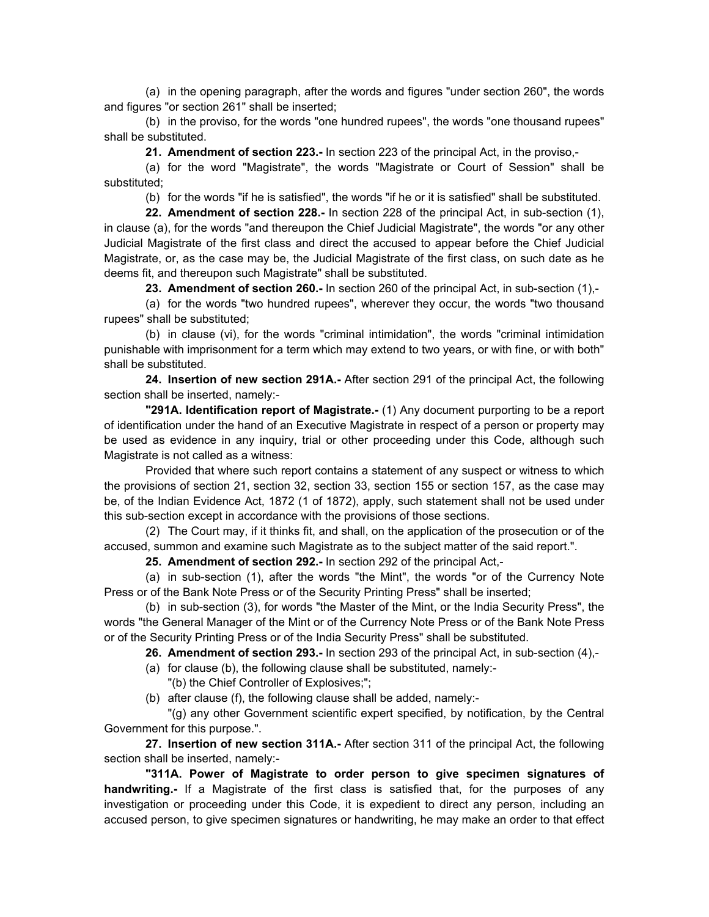(a) in the opening paragraph, after the words and figures "under section 260", the words and figures "or section 261" shall be inserted;

(b) in the proviso, for the words "one hundred rupees", the words "one thousand rupees" shall be substituted.

**21. Amendment of section 223.-** In section 223 of the principal Act, in the proviso,-

(a) for the word "Magistrate", the words "Magistrate or Court of Session" shall be substituted;

(b) for the words "if he is satisfied", the words "if he or it is satisfied" shall be substituted.

**22. Amendment of section 228.-** In section 228 of the principal Act, in sub-section (1), in clause (a), for the words "and thereupon the Chief Judicial Magistrate", the words "or any other Judicial Magistrate of the first class and direct the accused to appear before the Chief Judicial Magistrate, or, as the case may be, the Judicial Magistrate of the first class, on such date as he deems fit, and thereupon such Magistrate" shall be substituted.

**23. Amendment of section 260.-** In section 260 of the principal Act, in sub-section (1),-

(a) for the words "two hundred rupees", wherever they occur, the words "two thousand rupees" shall be substituted;

(b) in clause (vi), for the words "criminal intimidation", the words "criminal intimidation punishable with imprisonment for a term which may extend to two years, or with fine, or with both" shall be substituted.

**24. Insertion of new section 291A.-** After section 291 of the principal Act, the following section shall be inserted, namely:-

**"291A. Identification report of Magistrate.-** (1) Any document purporting to be a report of identification under the hand of an Executive Magistrate in respect of a person or property may be used as evidence in any inquiry, trial or other proceeding under this Code, although such Magistrate is not called as a witness:

Provided that where such report contains a statement of any suspect or witness to which the provisions of section 21, section 32, section 33, section 155 or section 157, as the case may be, of the Indian Evidence Act, 1872 (1 of 1872), apply, such statement shall not be used under this sub-section except in accordance with the provisions of those sections.

(2) The Court may, if it thinks fit, and shall, on the application of the prosecution or of the accused, summon and examine such Magistrate as to the subject matter of the said report.".

**25. Amendment of section 292.-** In section 292 of the principal Act,-

(a) in sub-section (1), after the words "the Mint", the words "or of the Currency Note Press or of the Bank Note Press or of the Security Printing Press" shall be inserted;

(b) in sub-section (3), for words "the Master of the Mint, or the India Security Press", the words "the General Manager of the Mint or of the Currency Note Press or of the Bank Note Press or of the Security Printing Press or of the India Security Press" shall be substituted.

**26. Amendment of section 293.-** In section 293 of the principal Act, in sub-section (4),-

(a) for clause (b), the following clause shall be substituted, namely:-

"(b) the Chief Controller of Explosives;";

(b) after clause (f), the following clause shall be added, namely:-

"(g) any other Government scientific expert specified, by notification, by the Central Government for this purpose.".

**27. Insertion of new section 311A.-** After section 311 of the principal Act, the following section shall be inserted, namely:-

**"311A. Power of Magistrate to order person to give specimen signatures of handwriting.-** If a Magistrate of the first class is satisfied that, for the purposes of any investigation or proceeding under this Code, it is expedient to direct any person, including an accused person, to give specimen signatures or handwriting, he may make an order to that effect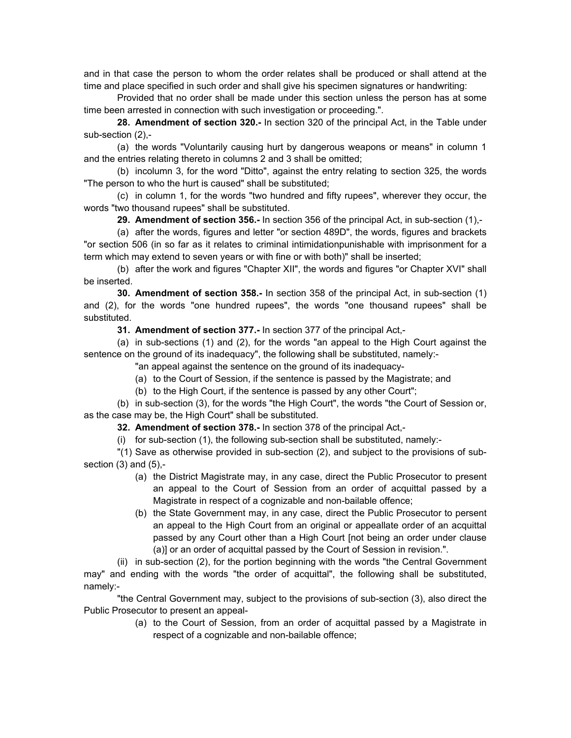and in that case the person to whom the order relates shall be produced or shall attend at the time and place specified in such order and shall give his specimen signatures or handwriting:

Provided that no order shall be made under this section unless the person has at some time been arrested in connection with such investigation or proceeding.".

**28. Amendment of section 320.-** In section 320 of the principal Act, in the Table under sub-section (2),-

(a) the words "Voluntarily causing hurt by dangerous weapons or means" in column 1 and the entries relating thereto in columns 2 and 3 shall be omitted;

(b) incolumn 3, for the word "Ditto", against the entry relating to section 325, the words "The person to who the hurt is caused" shall be substituted;

(c) in column 1, for the words "two hundred and fifty rupees", wherever they occur, the words "two thousand rupees" shall be substituted.

**29. Amendment of section 356.-** In section 356 of the principal Act, in sub-section (1),-

(a) after the words, figures and letter "or section 489D", the words, figures and brackets "or section 506 (in so far as it relates to criminal intimidationpunishable with imprisonment for a term which may extend to seven years or with fine or with both)" shall be inserted;

(b) after the work and figures "Chapter XII", the words and figures "or Chapter XVI" shall be inserted.

**30. Amendment of section 358.-** In section 358 of the principal Act, in sub-section (1) and (2), for the words "one hundred rupees", the words "one thousand rupees" shall be substituted.

**31. Amendment of section 377.-** In section 377 of the principal Act,-

(a) in sub-sections (1) and (2), for the words "an appeal to the High Court against the sentence on the ground of its inadequacy", the following shall be substituted, namely:-

"an appeal against the sentence on the ground of its inadequacy-

(a) to the Court of Session, if the sentence is passed by the Magistrate; and

(b) to the High Court, if the sentence is passed by any other Court";

(b) in sub-section (3), for the words "the High Court", the words "the Court of Session or, as the case may be, the High Court" shall be substituted.

**32. Amendment of section 378.-** In section 378 of the principal Act,-

(i) for sub-section (1), the following sub-section shall be substituted, namely:-

"(1) Save as otherwise provided in sub-section (2), and subject to the provisions of sub-section (3) and (5),-

(a) the District Magistrate may, in any case, direct the Public Prosecutor to present an appeal to the Court of Session from an order of acquittal passed by a Magistrate in respect of a cognizable and non-bailable offence;

(b) the State Government may, in any case, direct the Public Prosecutor to persent an appeal to the High Court from an original or appeallate order of an acquittal passed by any Court other than a High Court [not being an order under clause (a)] or an order of acquittal passed by the Court of Session in revision.".

(ii) in sub-section (2), for the portion beginning with the words "the Central Government may" and ending with the words "the order of acquittal", the following shall be substituted, namely:-

"the Central Government may, subject to the provisions of sub-section (3), also direct the Public Prosecutor to present an appeal-

(a) to the Court of Session, from an order of acquittal passed by a Magistrate in respect of a cognizable and non-bailable offence;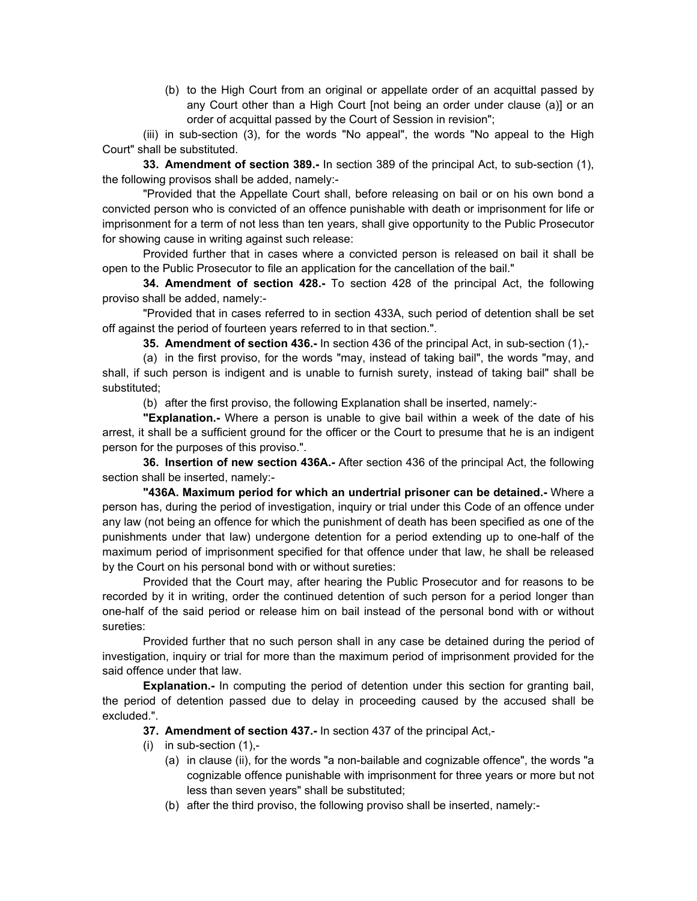(b) to the High Court from an original or appellate order of an acquittal passed by any Court other than a High Court [not being an order under clause (a)] or an order of acquittal passed by the Court of Session in revision";

(iii) in sub-section (3), for the words "No appeal", the words "No appeal to the High Court" shall be substituted.

**33. Amendment of section 389.-** In section 389 of the principal Act, to sub-section (1), the following provisos shall be added, namely:-

"Provided that the Appellate Court shall, before releasing on bail or on his own bond a convicted person who is convicted of an offence punishable with death or imprisonment for life or imprisonment for a term of not less than ten years, shall give opportunity to the Public Prosecutor for showing cause in writing against such release:

Provided further that in cases where a convicted person is released on bail it shall be open to the Public Prosecutor to file an application for the cancellation of the bail."

**34. Amendment of section 428.-** To section 428 of the principal Act, the following proviso shall be added, namely:-

"Provided that in cases referred to in section 433A, such period of detention shall be set off against the period of fourteen years referred to in that section.".

**35. Amendment of section 436.-** In section 436 of the principal Act, in sub-section (1),-

(a) in the first proviso, for the words "may, instead of taking bail", the words "may, and shall, if such person is indigent and is unable to furnish surety, instead of taking bail" shall be substituted;

(b) after the first proviso, the following Explanation shall be inserted, namely:-

**"Explanation.-** Where a person is unable to give bail within a week of the date of his arrest, it shall be a sufficient ground for the officer or the Court to presume that he is an indigent person for the purposes of this proviso.".

**36. Insertion of new section 436A.-** After section 436 of the principal Act, the following section shall be inserted, namely:-

**"436A. Maximum period for which an undertrial prisoner can be detained.-** Where a person has, during the period of investigation, inquiry or trial under this Code of an offence under any law (not being an offence for which the punishment of death has been specified as one of the punishments under that law) undergone detention for a period extending up to one-half of the maximum period of imprisonment specified for that offence under that law, he shall be released by the Court on his personal bond with or without sureties:

Provided that the Court may, after hearing the Public Prosecutor and for reasons to be recorded by it in writing, order the continued detention of such person for a period longer than one-half of the said period or release him on bail instead of the personal bond with or without sureties:

Provided further that no such person shall in any case be detained during the period of investigation, inquiry or trial for more than the maximum period of imprisonment provided for the said offence under that law.

**Explanation.-** In computing the period of detention under this section for granting bail, the period of detention passed due to delay in proceeding caused by the accused shall be excluded.".

**37. Amendment of section 437.-** In section 437 of the principal Act,-

(i) in sub-section (1),-

(a) in clause (ii), for the words "a non-bailable and cognizable offence", the words "a cognizable offence punishable with imprisonment for three years or more but not less than seven years" shall be substituted;

(b) after the third proviso, the following proviso shall be inserted, namely:-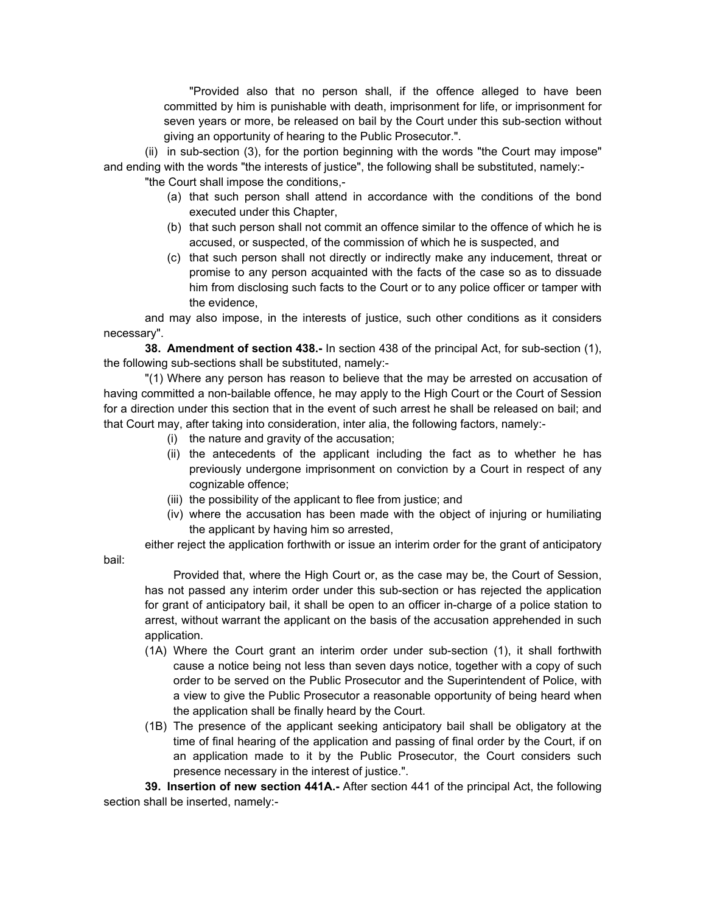"Provided also that no person shall, if the offence alleged to have been committed by him is punishable with death, imprisonment for life, or imprisonment for seven years or more, be released on bail by the Court under this sub-section without giving an opportunity of hearing to the Public Prosecutor.".

(ii) in sub-section (3), for the portion beginning with the words "the Court may impose" and ending with the words "the interests of justice", the following shall be substituted, namely:-

"the Court shall impose the conditions,-

(a) that such person shall attend in accordance with the conditions of the bond executed under this Chapter,

(b) that such person shall not commit an offence similar to the offence of which he is accused, or suspected, of the commission of which he is suspected, and

(c) that such person shall not directly or indirectly make any inducement, threat or promise to any person acquainted with the facts of the case so as to dissuade him from disclosing such facts to the Court or to any police officer or tamper with the evidence,

and may also impose, in the interests of justice, such other conditions as it considers necessary".

**38. Amendment of section 438.-** In section 438 of the principal Act, for sub-section (1), the following sub-sections shall be substituted, namely:-

"(1) Where any person has reason to believe that the may be arrested on accusation of having committed a non-bailable offence, he may apply to the High Court or the Court of Session for a direction under this section that in the event of such arrest he shall be released on bail; and that Court may, after taking into consideration, inter alia, the following factors, namely:-

(i) the nature and gravity of the accusation;

(ii) the antecedents of the applicant including the fact as to whether he has previously undergone imprisonment on conviction by a Court in respect of any cognizable offence;

(iii) the possibility of the applicant to flee from justice; and

(iv) where the accusation has been made with the object of injuring or humiliating the applicant by having him so arrested,

either reject the application forthwith or issue an interim order for the grant of anticipatory bail:

Provided that, where the High Court or, as the case may be, the Court of Session, has not passed any interim order under this sub-section or has rejected the application for grant of anticipatory bail, it shall be open to an officer in-charge of a police station to arrest, without warrant the applicant on the basis of the accusation apprehended in such application.

(1A) Where the Court grant an interim order under sub-section (1), it shall forthwith cause a notice being not less than seven days notice, together with a copy of such order to be served on the Public Prosecutor and the Superintendent of Police, with a view to give the Public Prosecutor a reasonable opportunity of being heard when the application shall be finally heard by the Court.

(1B) The presence of the applicant seeking anticipatory bail shall be obligatory at the time of final hearing of the application and passing of final order by the Court, if on an application made to it by the Public Prosecutor, the Court considers such presence necessary in the interest of justice.".

**39. Insertion of new section 441A.-** After section 441 of the principal Act, the following section shall be inserted, namely:-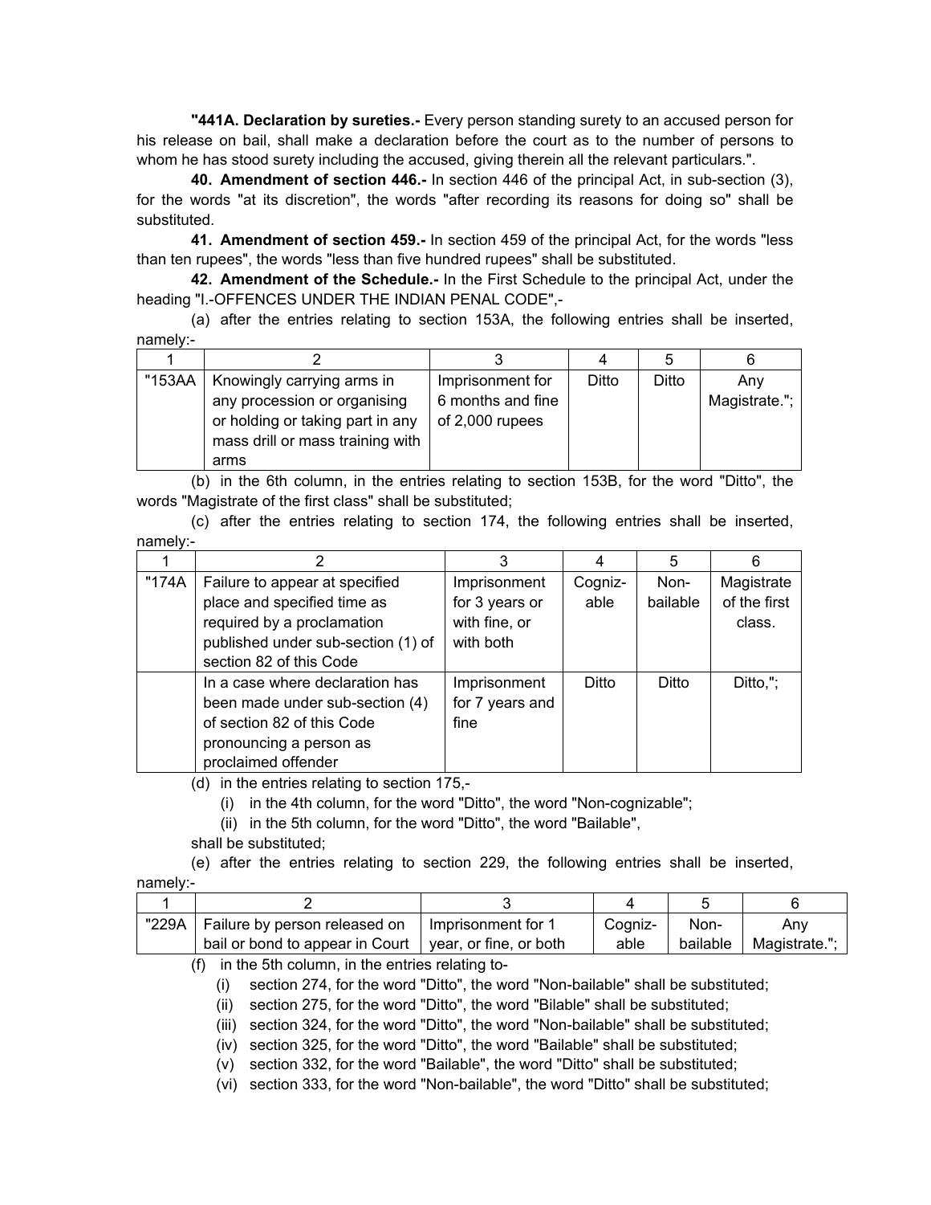**"441A. Declaration by sureties.-** Every person standing surety to an accused person for his release on bail, shall make a declaration before the court as to the number of persons to whom he has stood surety including the accused, giving therein all the relevant particulars.".

**40. Amendment of section 446.-** In section 446 of the principal Act, in sub-section (3), for the words "at its discretion", the words "after recording its reasons for doing so" shall be substituted.

**41. Amendment of section 459.-** In section 459 of the principal Act, for the words "less than ten rupees", the words "less than five hundred rupees" shall be substituted.

**42. Amendment of the Schedule.-** In the First Schedule to the principal Act, under the heading "I.-OFFENCES UNDER THE INDIAN PENAL CODE",-

(a) after the entries relating to section 153A, the following entries shall be inserted, namely:-

| 1 | 2 | 3 | 4 | 5 | 6 |
|---|---|---|---|---|---|
| "153AA | Knowingly carrying arms in any procession or organising or holding or taking part in any mass drill or mass training with arms | Imprisonment for 6 months and fine of 2,000 rupees | Ditto | Ditto | Any Magistrate."; |

(b) in the 6th column, in the entries relating to section 153B, for the word "Ditto", the words "Magistrate of the first class" shall be substituted;

(c) after the entries relating to section 174, the following entries shall be inserted, namely:-

| 1 | 2 | 3 | 4 | 5 | 6 |
|---|---|---|---|---|---|
| "174A | Failure to appear at specified place and specified time as required by a proclamation published under sub-section (1) of section 82 of this Code | Imprisonment for 3 years or with fine, or with both | Cognizable | Non-bailable | Magistrate of the first class. |
| | In a case where declaration has been made under sub-section (4) of section 82 of this Code pronouncing a person as proclaimed offender | Imprisonment for 7 years and fine | Ditto | Ditto | Ditto,"; |

(d) in the entries relating to section 175,-

(i) in the 4th column, for the word "Ditto", the word "Non-cognizable";

(ii) in the 5th column, for the word "Ditto", the word "Bailable",

shall be substituted;

(e) after the entries relating to section 229, the following entries shall be inserted, namely:-

| 1 | 2 | 3 | 4 | 5 | 6 |
|---|---|---|---|---|---|
| "229A | Failure by person released on bail or bond to appear in Court | Imprisonment for 1 year, or fine, or both | Cognizable | Non-bailable | Any Magistrate."; |

(f) in the 5th column, in the entries relating to-

(i) section 274, for the word "Ditto", the word "Non-bailable" shall be substituted;

(ii) section 275, for the word "Ditto", the word "Bilable" shall be substituted;

(iii) section 324, for the word "Ditto", the word "Non-bailable" shall be substituted;

(iv) section 325, for the word "Ditto", the word "Bailable" shall be substituted;

(v) section 332, for the word "Bailable", the word "Ditto" shall be substituted;

(vi) section 333, for the word "Non-bailable", the word "Ditto" shall be substituted;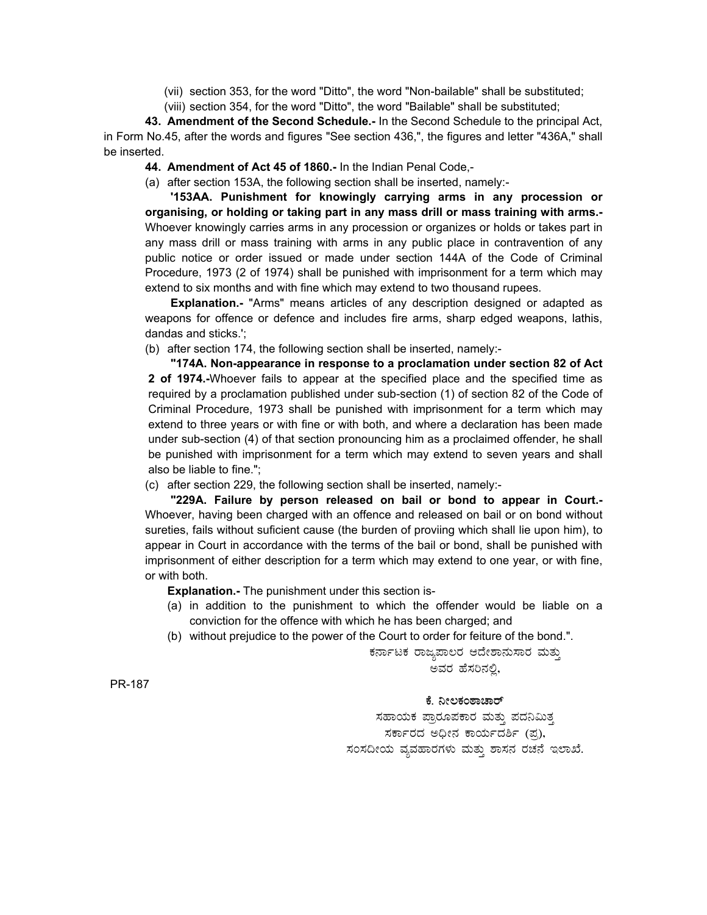(vii) section 353, for the word "Ditto", the word "Non-bailable" shall be substituted;

(viii) section 354, for the word "Ditto", the word "Bailable" shall be substituted;

**43. Amendment of the Second Schedule.-** In the Second Schedule to the principal Act, in Form No.45, after the words and figures "See section 436,", the figures and letter "436A," shall be inserted.

**44. Amendment of Act 45 of 1860.-** In the Indian Penal Code,-

(a) after section 153A, the following section shall be inserted, namely:-

**'153AA. Punishment for knowingly carrying arms in any procession or organising, or holding or taking part in any mass drill or mass training with arms.-** Whoever knowingly carries arms in any procession or organizes or holds or takes part in any mass drill or mass training with arms in any public place in contravention of any public notice or order issued or made under section 144A of the Code of Criminal Procedure, 1973 (2 of 1974) shall be punished with imprisonment for a term which may extend to six months and with fine which may extend to two thousand rupees.

**Explanation.-** "Arms" means articles of any description designed or adapted as weapons for offence or defence and includes fire arms, sharp edged weapons, lathis, dandas and sticks.';

(b) after section 174, the following section shall be inserted, namely:-

**"174A. Non-appearance in response to a proclamation under section 82 of Act 2 of 1974.-**Whoever fails to appear at the specified place and the specified time as required by a proclamation published under sub-section (1) of section 82 of the Code of Criminal Procedure, 1973 shall be punished with imprisonment for a term which may extend to three years or with fine or with both, and where a declaration has been made under sub-section (4) of that section pronouncing him as a proclaimed offender, he shall be punished with imprisonment for a term which may extend to seven years and shall also be liable to fine.";

(c) after section 229, the following section shall be inserted, namely:-

**"229A. Failure by person released on bail or bond to appear in Court.-** Whoever, having been charged with an offence and released on bail or on bond without sureties, fails without suficient cause (the burden of proviing which shall lie upon him), to appear in Court in accordance with the terms of the bail or bond, shall be punished with imprisonment of either description for a term which may extend to one year, or with fine, or with both.

**Explanation.-** The punishment under this section is-

(a) in addition to the punishment to which the offender would be liable on a conviction for the offence with which he has been charged; and

(b) without prejudice to the power of the Court to order for feiture of the bond.".

ಕರ್ನಾಟಕ ರಾಜ್ಯಪಾಲರ ಆದೇಶಾನುಸಾರ ಮತ್ತು
ಅವರ ಹೆಸರಿನಲ್ಲಿ,

PR-187

**ಕೆ. ನೀಲಕಂಠಾಚಾರ್**

ಸಹಾಯಕ ಪ್ರಾರೂಪಕಾರ ಮತ್ತು ಪದನಿಮಿತ್ತ
ಸರ್ಕಾರದ ಅಧೀನ ಕಾರ್ಯದರ್ಶಿ (ಪ್ರ),
ಸಂಸದೀಯ ವ್ಯವಹಾರಗಳು ಮತ್ತು ಶಾಸನ ರಚನೆ ಇಲಾಖೆ.